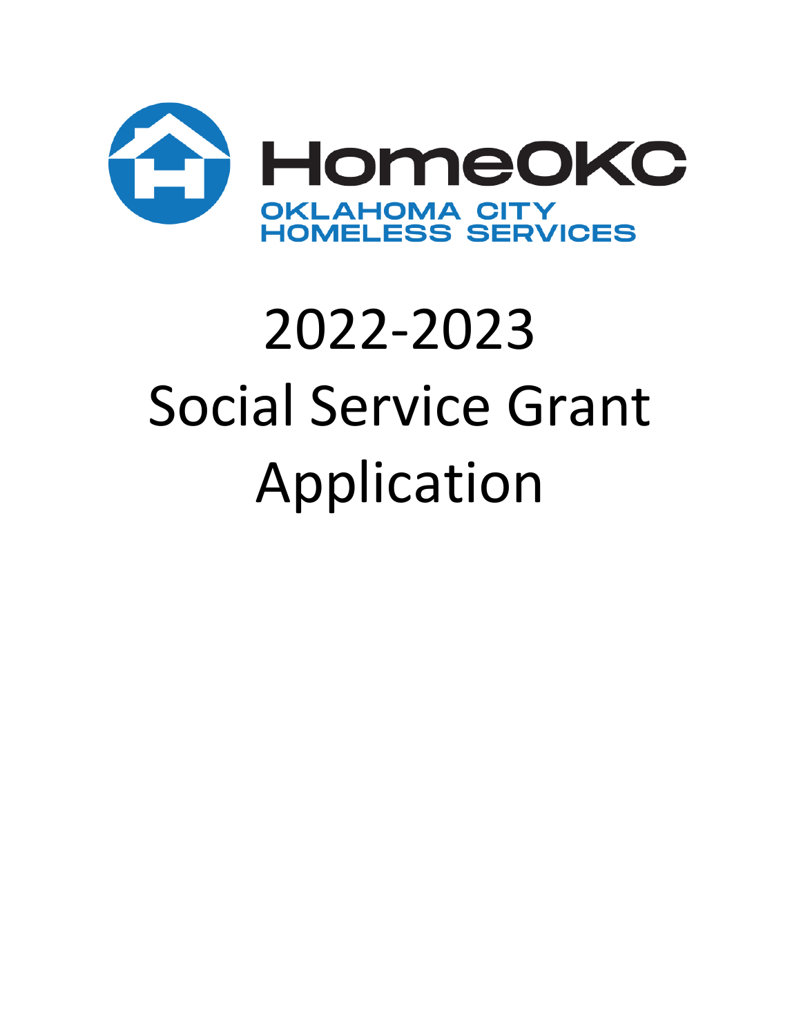HomeOKC

OKLAHOMA CITY HOMELESS SERVICES

# 2022-2023 Social Service Grant Application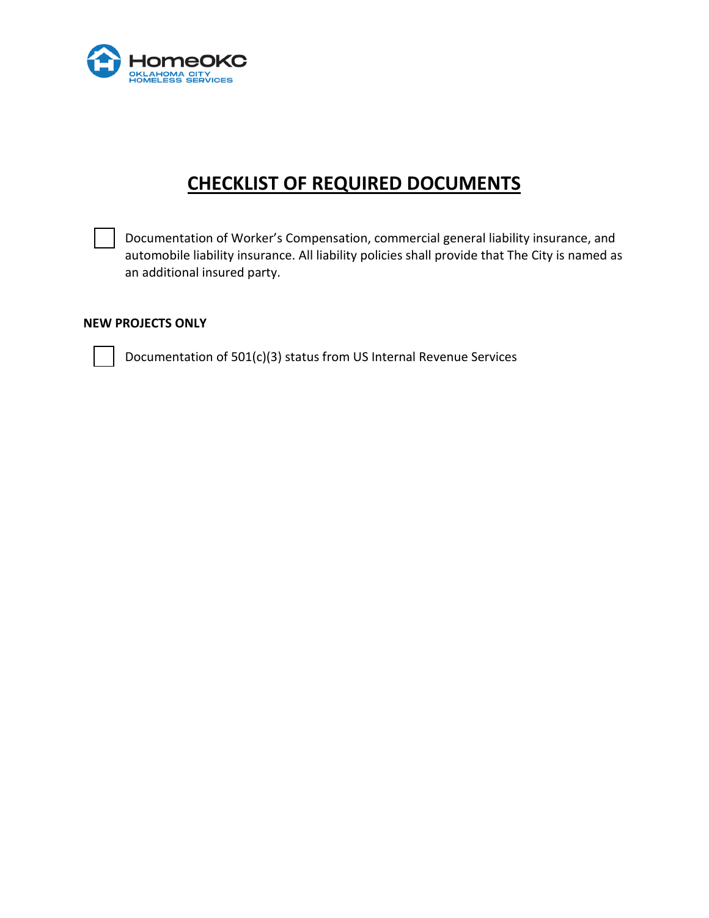# CHECKLIST OF REQUIRED DOCUMENTS

- [ ] Documentation of Worker's Compensation, commercial general liability insurance, and automobile liability insurance. All liability policies shall provide that The City is named as an additional insured party.

**NEW PROJECTS ONLY**

- [ ] Documentation of 501(c)(3) status from US Internal Revenue Services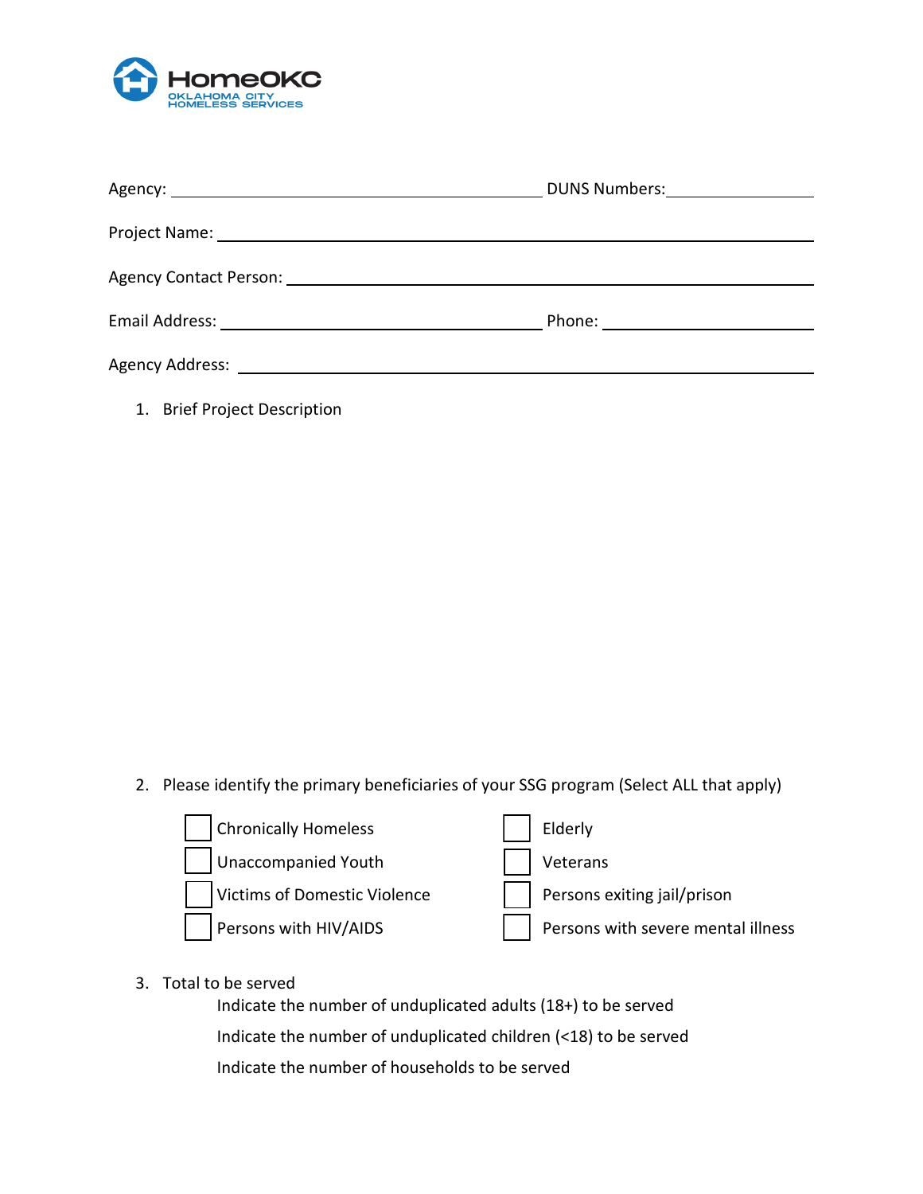HomeOKC
OKLAHOMA CITY HOMELESS SERVICES

Agency: ______________________________ DUNS Numbers: ______________

Project Name: ______________________________________________

Agency Contact Person: ______________________________________

Email Address: __________________________ Phone: ______________

Agency Address: ____________________________________________

1. Brief Project Description

2. Please identify the primary beneficiaries of your SSG program (Select ALL that apply)

- [ ] Chronically Homeless
- [ ] Unaccompanied Youth
- [ ] Victims of Domestic Violence
- [ ] Persons with HIV/AIDS
- [ ] Elderly
- [ ] Veterans
- [ ] Persons exiting jail/prison
- [ ] Persons with severe mental illness

3. Total to be served

   Indicate the number of unduplicated adults (18+) to be served

   Indicate the number of unduplicated children (<18) to be served

   Indicate the number of households to be served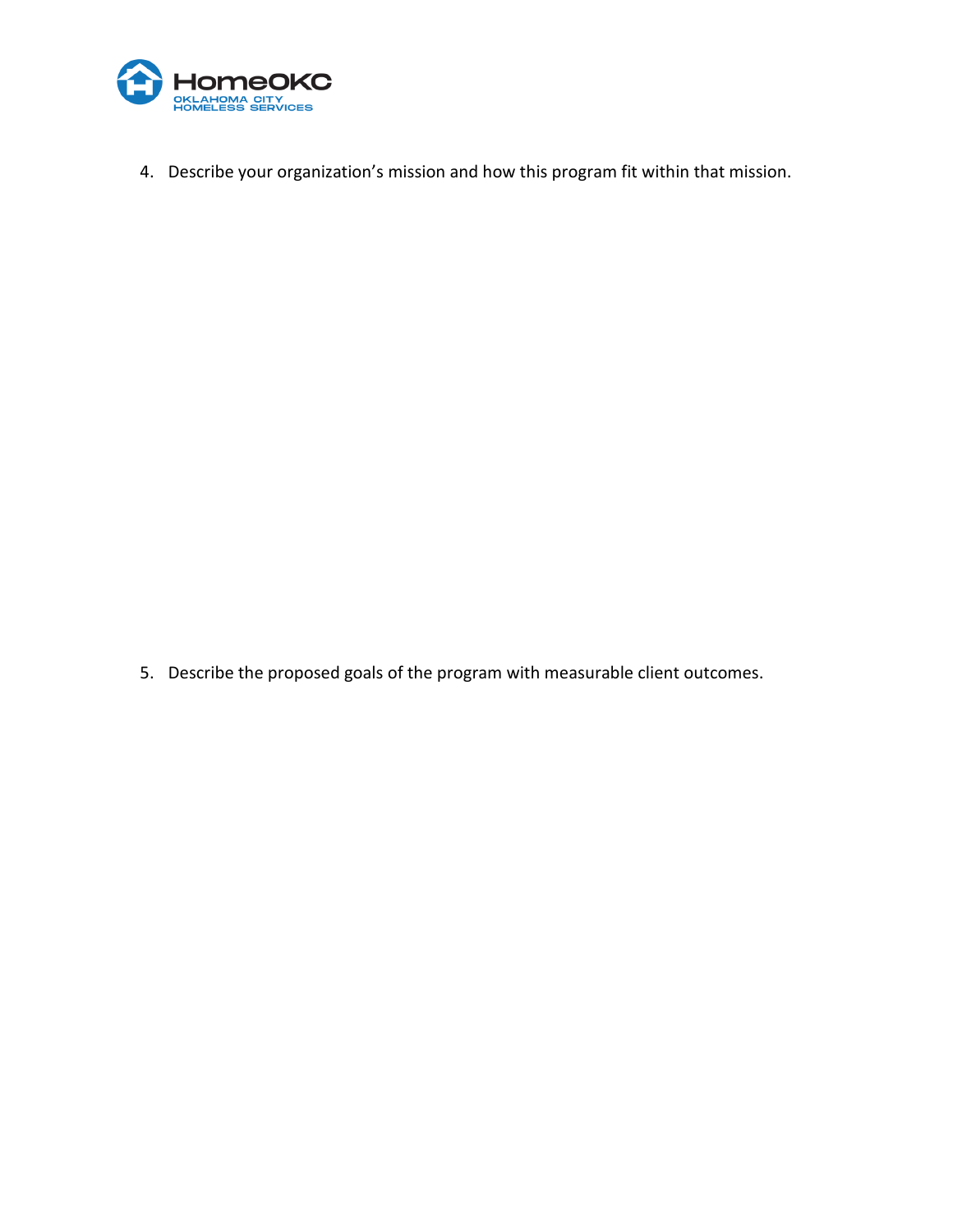4. Describe your organization's mission and how this program fit within that mission.

5. Describe the proposed goals of the program with measurable client outcomes.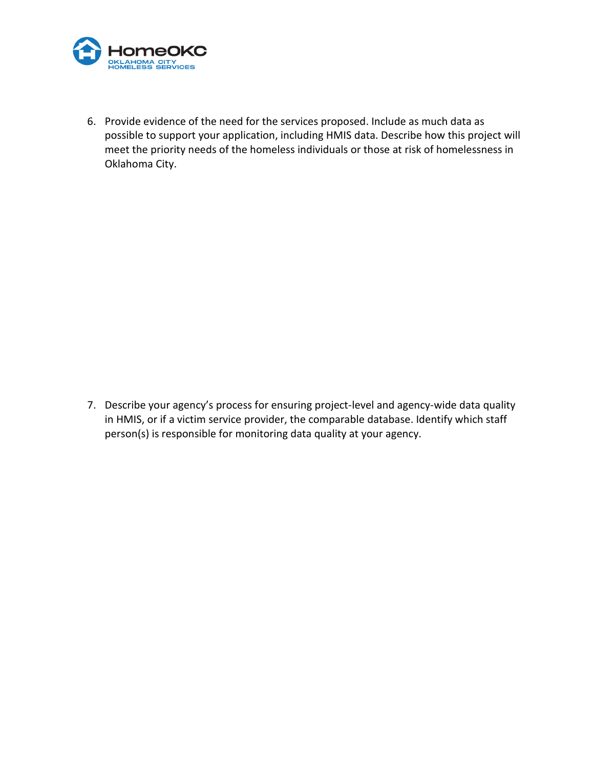6. Provide evidence of the need for the services proposed. Include as much data as possible to support your application, including HMIS data. Describe how this project will meet the priority needs of the homeless individuals or those at risk of homelessness in Oklahoma City.

7. Describe your agency's process for ensuring project-level and agency-wide data quality in HMIS, or if a victim service provider, the comparable database. Identify which staff person(s) is responsible for monitoring data quality at your agency.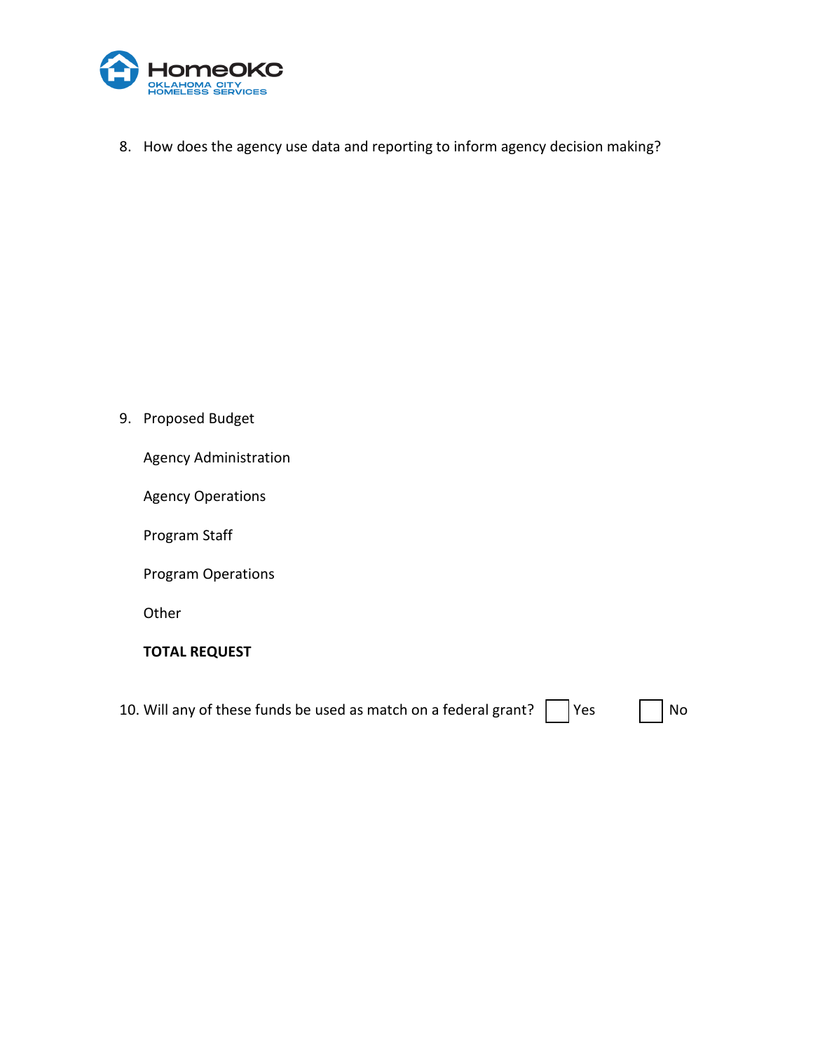8. How does the agency use data and reporting to inform agency decision making?

9. Proposed Budget

   Agency Administration

   Agency Operations

   Program Staff

   Program Operations

   Other

   **TOTAL REQUEST**

10. Will any of these funds be used as match on a federal grant? ☐ Yes ☐ No